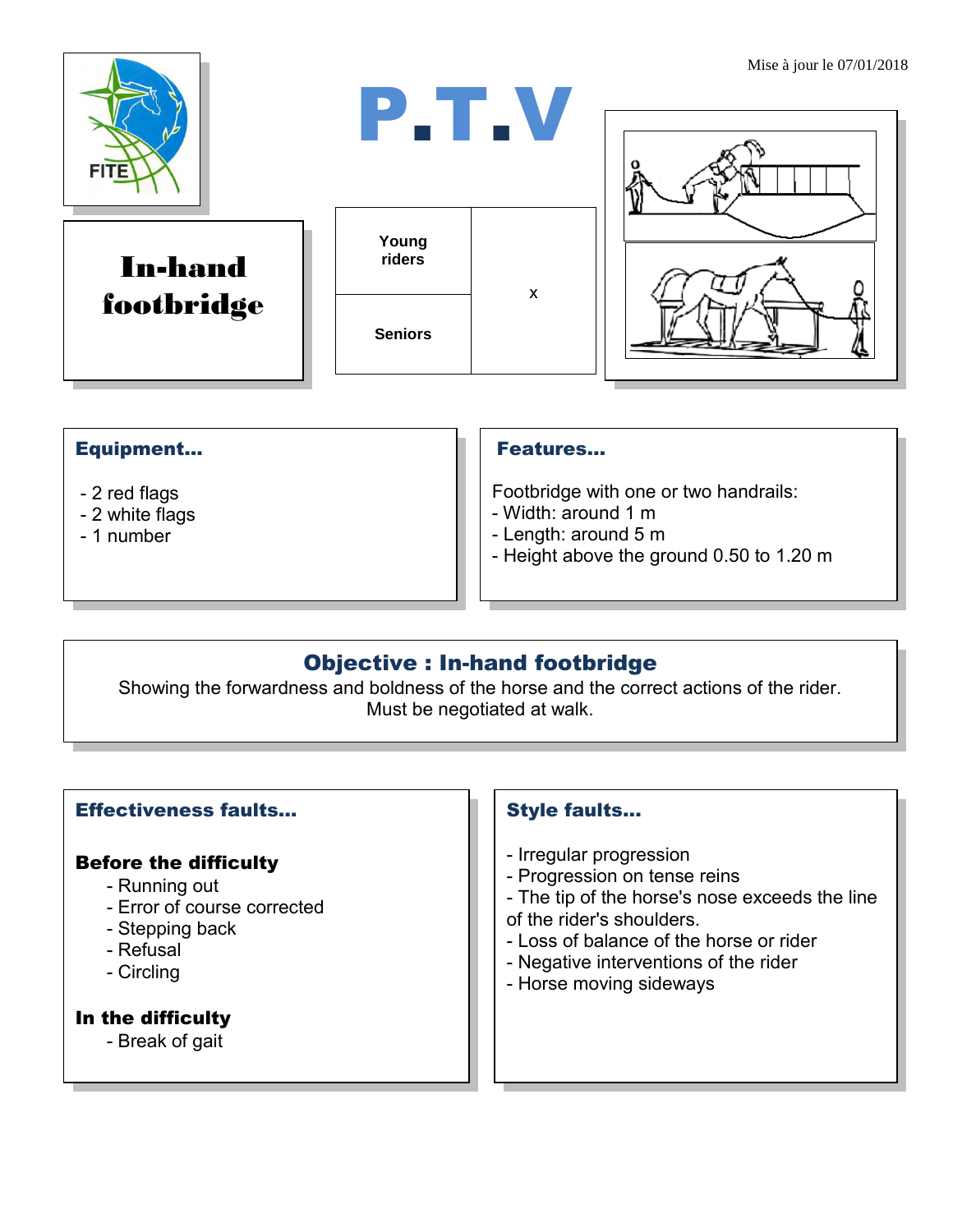Mise à jour le 07/01/2018

# P.T.V

## In-hand footbridge

| | |
|---|---|
| Young riders | x |
| Seniors | |

### Equipment...

- 2 red flags
- 2 white flags
- 1 number

### Features...

Footbridge with one or two handrails:
- Width: around 1 m
- Length: around 5 m
- Height above the ground 0.50 to 1.20 m

### Objective : In-hand footbridge

Showing the forwardness and boldness of the horse and the correct actions of the rider.
Must be negotiated at walk.

### Effectiveness faults...

**Before the difficulty**

- Running out
- Error of course corrected
- Stepping back
- Refusal
- Circling

**In the difficulty**

- Break of gait

### Style faults...

- Irregular progression
- Progression on tense reins
- The tip of the horse's nose exceeds the line of the rider's shoulders.
- Loss of balance of the horse or rider
- Negative interventions of the rider
- Horse moving sideways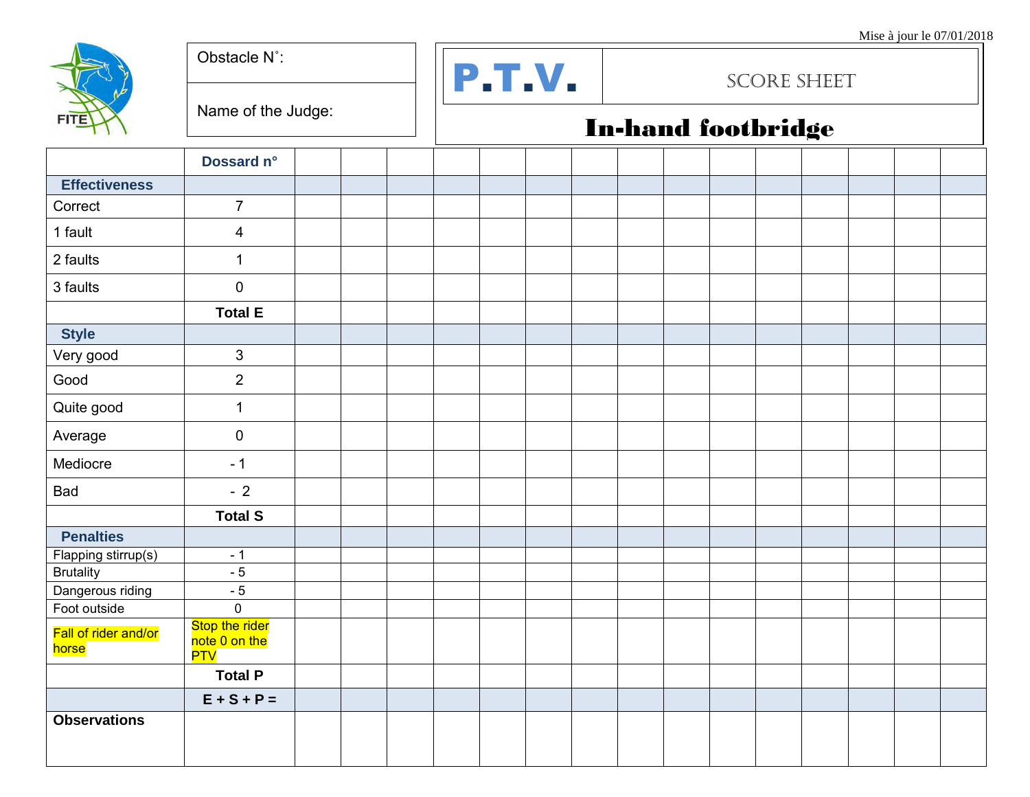Mise à jour le 07/01/2018

FITE

| Obstacle N°: |
|---|
| Name of the Judge: |

**P.T.V.** SCORE SHEET

# In-hand footbridge

| | Dossard n° | | | | | | | | | | | | | | | |
|---|---|---|---|---|---|---|---|---|---|---|---|---|---|---|---|---|
| **Effectiveness** | | | | | | | | | | | | | | | | |
| Correct | 7 | | | | | | | | | | | | | | | |
| 1 fault | 4 | | | | | | | | | | | | | | | |
| 2 faults | 1 | | | | | | | | | | | | | | | |
| 3 faults | 0 | | | | | | | | | | | | | | | |
| | **Total E** | | | | | | | | | | | | | | | |
| **Style** | | | | | | | | | | | | | | | | |
| Very good | 3 | | | | | | | | | | | | | | | |
| Good | 2 | | | | | | | | | | | | | | | |
| Quite good | 1 | | | | | | | | | | | | | | | |
| Average | 0 | | | | | | | | | | | | | | | |
| Mediocre | - 1 | | | | | | | | | | | | | | | |
| Bad | - 2 | | | | | | | | | | | | | | | |
| | **Total S** | | | | | | | | | | | | | | | |
| **Penalties** | | | | | | | | | | | | | | | | |
| Flapping stirrup(s) | - 1 | | | | | | | | | | | | | | | |
| Brutality | - 5 | | | | | | | | | | | | | | | |
| Dangerous riding | - 5 | | | | | | | | | | | | | | | |
| Foot outside | 0 | | | | | | | | | | | | | | | |
| Fall of rider and/or horse | Stop the rider note 0 on the PTV | | | | | | | | | | | | | | | |
| | **Total P** | | | | | | | | | | | | | | | |
| | **E + S + P =** | | | | | | | | | | | | | | | |
| **Observations** | | | | | | | | | | | | | | | | |